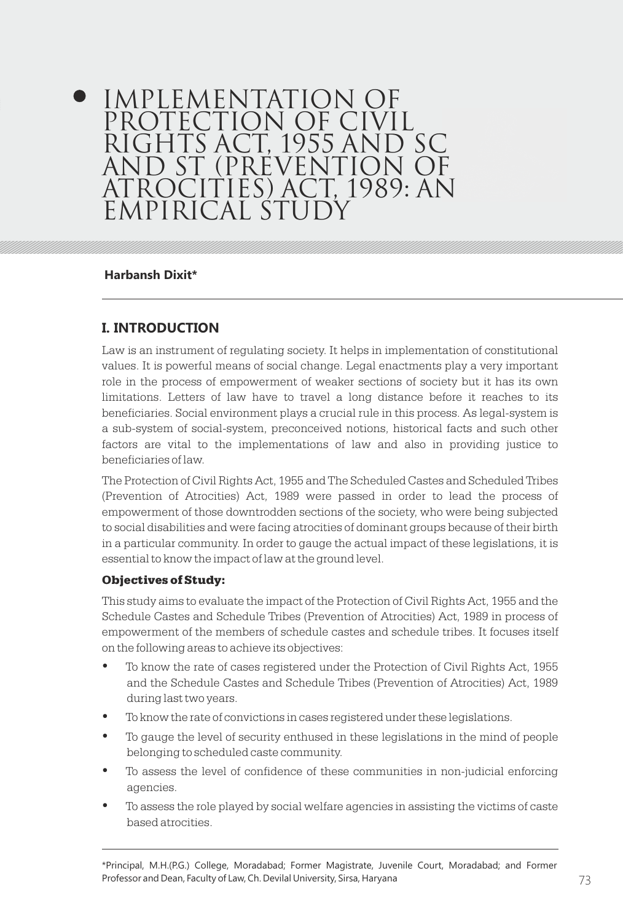# IMPLEMENTATION OF PROTECTION OF CIVIL RIGHTS ACT, 1955 AND SC AND ST (PREVENTION OF ATROCITIES) ACT, 1989: AN EMPIRICAL STUDY

**Harbansh Dixit***

## I. INTRODUCTION

Law is an instrument of regulating society. It helps in implementation of constitutional values. It is powerful means of social change. Legal enactments play a very important role in the process of empowerment of weaker sections of society but it has its own limitations. Letters of law have to travel a long distance before it reaches to its beneficiaries. Social environment plays a crucial rule in this process. As legal-system is a sub-system of social-system, preconceived notions, historical facts and such other factors are vital to the implementations of law and also in providing justice to beneficiaries of law.

The Protection of Civil Rights Act, 1955 and The Scheduled Castes and Scheduled Tribes (Prevention of Atrocities) Act, 1989 were passed in order to lead the process of empowerment of those downtrodden sections of the society, who were being subjected to social disabilities and were facing atrocities of dominant groups because of their birth in a particular community. In order to gauge the actual impact of these legislations, it is essential to know the impact of law at the ground level.

### Objectives of Study:

This study aims to evaluate the impact of the Protection of Civil Rights Act, 1955 and the Schedule Castes and Schedule Tribes (Prevention of Atrocities) Act, 1989 in process of empowerment of the members of schedule castes and schedule tribes. It focuses itself on the following areas to achieve its objectives:

- To know the rate of cases registered under the Protection of Civil Rights Act, 1955 and the Schedule Castes and Schedule Tribes (Prevention of Atrocities) Act, 1989 during last two years.
- To know the rate of convictions in cases registered under these legislations.
- To gauge the level of security enthused in these legislations in the mind of people belonging to scheduled caste community.
- To assess the level of confidence of these communities in non-judicial enforcing agencies.
- To assess the role played by social welfare agencies in assisting the victims of caste based atrocities.

*Principal, M.H.(P.G.) College, Moradabad; Former Magistrate, Juvenile Court, Moradabad; and Former Professor and Dean, Faculty of Law, Ch. Devilal University, Sirsa, Haryana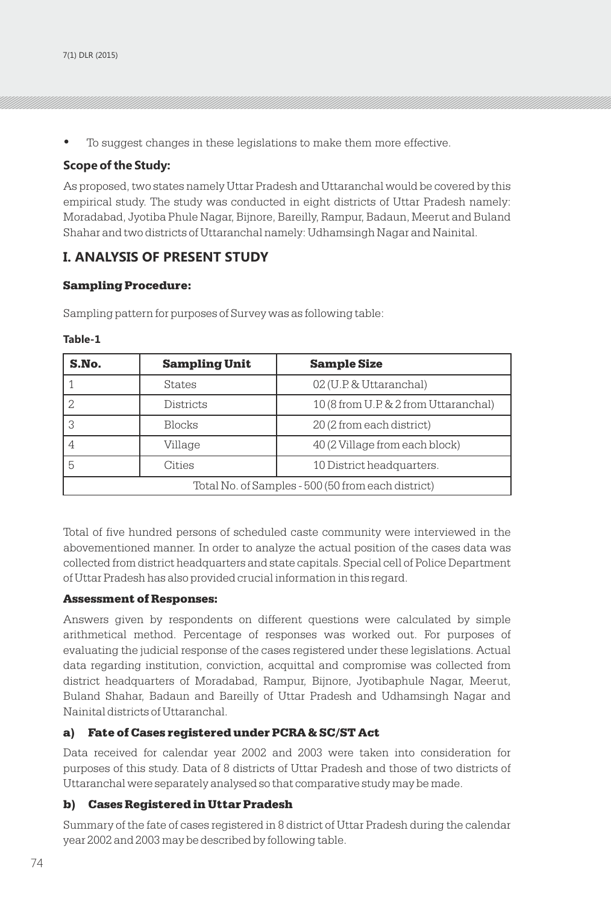- To suggest changes in these legislations to make them more effective.

**Scope of the Study:**

As proposed, two states namely Uttar Pradesh and Uttaranchal would be covered by this empirical study. The study was conducted in eight districts of Uttar Pradesh namely: Moradabad, Jyotiba Phule Nagar, Bijnore, Bareilly, Rampur, Badaun, Meerut and Buland Shahar and two districts of Uttaranchal namely: Udhamsingh Nagar and Nainital.

## I. ANALYSIS OF PRESENT STUDY

### Sampling Procedure:

Sampling pattern for purposes of Survey was as following table:

**Table-1**

| S.No. | Sampling Unit | Sample Size |
|---|---|---|
| 1 | States | 02 (U.P. & Uttaranchal) |
| 2 | Districts | 10 (8 from U.P. & 2 from Uttaranchal) |
| 3 | Blocks | 20 (2 from each district) |
| 4 | Village | 40 (2 Village from each block) |
| 5 | Cities | 10 District headquarters. |
| Total No. of Samples - 500 (50 from each district) | | |

Total of five hundred persons of scheduled caste community were interviewed in the abovementioned manner. In order to analyze the actual position of the cases data was collected from district headquarters and state capitals. Special cell of Police Department of Uttar Pradesh has also provided crucial information in this regard.

#### Assessment of Responses:

Answers given by respondents on different questions were calculated by simple arithmetical method. Percentage of responses was worked out. For purposes of evaluating the judicial response of the cases registered under these legislations. Actual data regarding institution, conviction, acquittal and compromise was collected from district headquarters of Moradabad, Rampur, Bijnore, Jyotibaphule Nagar, Meerut, Buland Shahar, Badaun and Bareilly of Uttar Pradesh and Udhamsingh Nagar and Nainital districts of Uttaranchal.

#### a) Fate of Cases registered under PCRA & SC/ST Act

Data received for calendar year 2002 and 2003 were taken into consideration for purposes of this study. Data of 8 districts of Uttar Pradesh and those of two districts of Uttaranchal were separately analysed so that comparative study may be made.

#### b) Cases Registered in Uttar Pradesh

Summary of the fate of cases registered in 8 district of Uttar Pradesh during the calendar year 2002 and 2003 may be described by following table.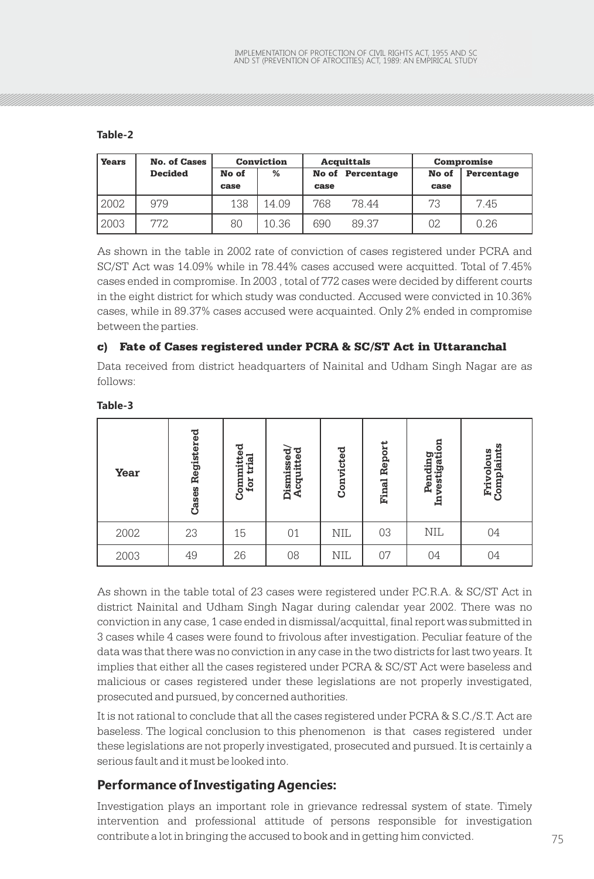**Table-2**

| Years | No. of Cases Decided | Conviction | | Acquittals | | Compromise | |
|---|---|---|---|---|---|---|---|
| | | No of case | % | No of case | Percentage | No of case | Percentage |
| 2002 | 979 | 138 | 14.09 | 768 | 78.44 | 73 | 7.45 |
| 2003 | 772 | 80 | 10.36 | 690 | 89.37 | 02 | 0.26 |

As shown in the table in 2002 rate of conviction of cases registered under PCRA and SC/ST Act was 14.09% while in 78.44% cases accused were acquitted. Total of 7.45% cases ended in compromise. In 2003 , total of 772 cases were decided by different courts in the eight district for which study was conducted. Accused were convicted in 10.36% cases, while in 89.37% cases accused were acquainted. Only 2% ended in compromise between the parties.

#### c) Fate of Cases registered under PCRA & SC/ST Act in Uttaranchal

Data received from district headquarters of Nainital and Udham Singh Nagar are as follows:

**Table-3**

| Year | Cases Registered | Committed for trial | Dismissed/ Acquitted | Convicted | Final Report | Pending Investigation | Frivolous Complaints |
|---|---|---|---|---|---|---|---|
| 2002 | 23 | 15 | 01 | NIL | 03 | NIL | 04 |
| 2003 | 49 | 26 | 08 | NIL | 07 | 04 | 04 |

As shown in the table total of 23 cases were registered under P.C.R.A. & SC/ST Act in district Nainital and Udham Singh Nagar during calendar year 2002. There was no conviction in any case, 1 case ended in dismissal/acquittal, final report was submitted in 3 cases while 4 cases were found to frivolous after investigation. Peculiar feature of the data was that there was no conviction in any case in the two districts for last two years. It implies that either all the cases registered under PCRA & SC/ST Act were baseless and malicious or cases registered under these legislations are not properly investigated, prosecuted and pursued, by concerned authorities.

It is not rational to conclude that all the cases registered under PCRA & S.C./S.T. Act are baseless. The logical conclusion to this phenomenon is that cases registered under these legislations are not properly investigated, prosecuted and pursued. It is certainly a serious fault and it must be looked into.

### Performance of Investigating Agencies:

Investigation plays an important role in grievance redressal system of state. Timely intervention and professional attitude of persons responsible for investigation contribute a lot in bringing the accused to book and in getting him convicted.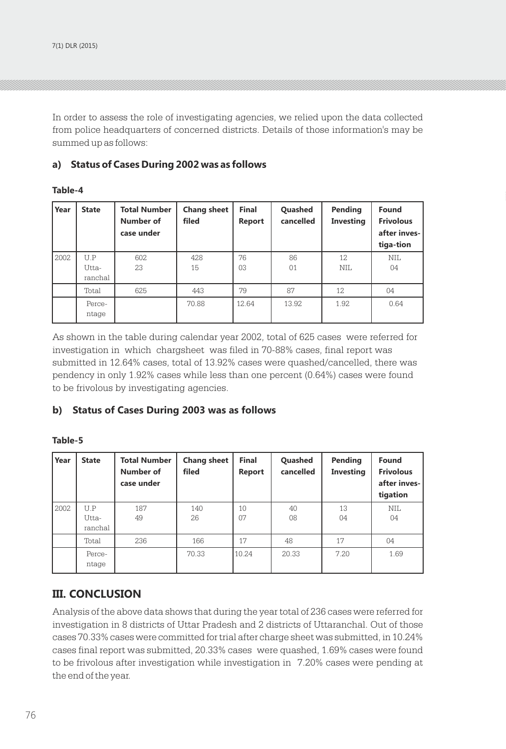In order to assess the role of investigating agencies, we relied upon the data collected from police headquarters of concerned districts. Details of those information's may be summed up as follows:

### a) Status of Cases During 2002 was as follows

**Table-4**

| Year | State | Total Number Number of case under | Chang sheet filed | Final Report | Quashed cancelled | Pending Investing | Found Frivolous after inves-tiga-tion |
|---|---|---|---|---|---|---|---|
| 2002 | U.P<br>Utta-ranchal | 602<br>23 | 428<br>15 | 76<br>03 | 86<br>01 | 12<br>NIL | NIL<br>04 |
| | Total | 625 | 443 | 79 | 87 | 12 | 04 |
| | Perce-ntage | | 70.88 | 12.64 | 13.92 | 1.92 | 0.64 |

As shown in the table during calendar year 2002, total of 625 cases were referred for investigation in which chargsheet was filed in 70-88% cases, final report was submitted in 12.64% cases, total of 13.92% cases were quashed/cancelled, there was pendency in only 1.92% cases while less than one percent (0.64%) cases were found to be frivolous by investigating agencies.

### b) Status of Cases During 2003 was as follows

**Table-5**

| Year | State | Total Number Number of case under | Chang sheet filed | Final Report | Quashed cancelled | Pending Investing | Found Frivolous after inves-tigation |
|---|---|---|---|---|---|---|---|
| 2002 | U.P<br>Utta-ranchal | 187<br>49 | 140<br>26 | 10<br>07 | 40<br>08 | 13<br>04 | NIL<br>04 |
| | Total | 236 | 166 | 17 | 48 | 17 | 04 |
| | Perce-ntage | | 70.33 | 10.24 | 20.33 | 7.20 | 1.69 |

## III. CONCLUSION

Analysis of the above data shows that during the year total of 236 cases were referred for investigation in 8 districts of Uttar Pradesh and 2 districts of Uttaranchal. Out of those cases 70.33% cases were committed for trial after charge sheet was submitted, in 10.24% cases final report was submitted, 20.33% cases were quashed, 1.69% cases were found to be frivolous after investigation while investigation in 7.20% cases were pending at the end of the year.